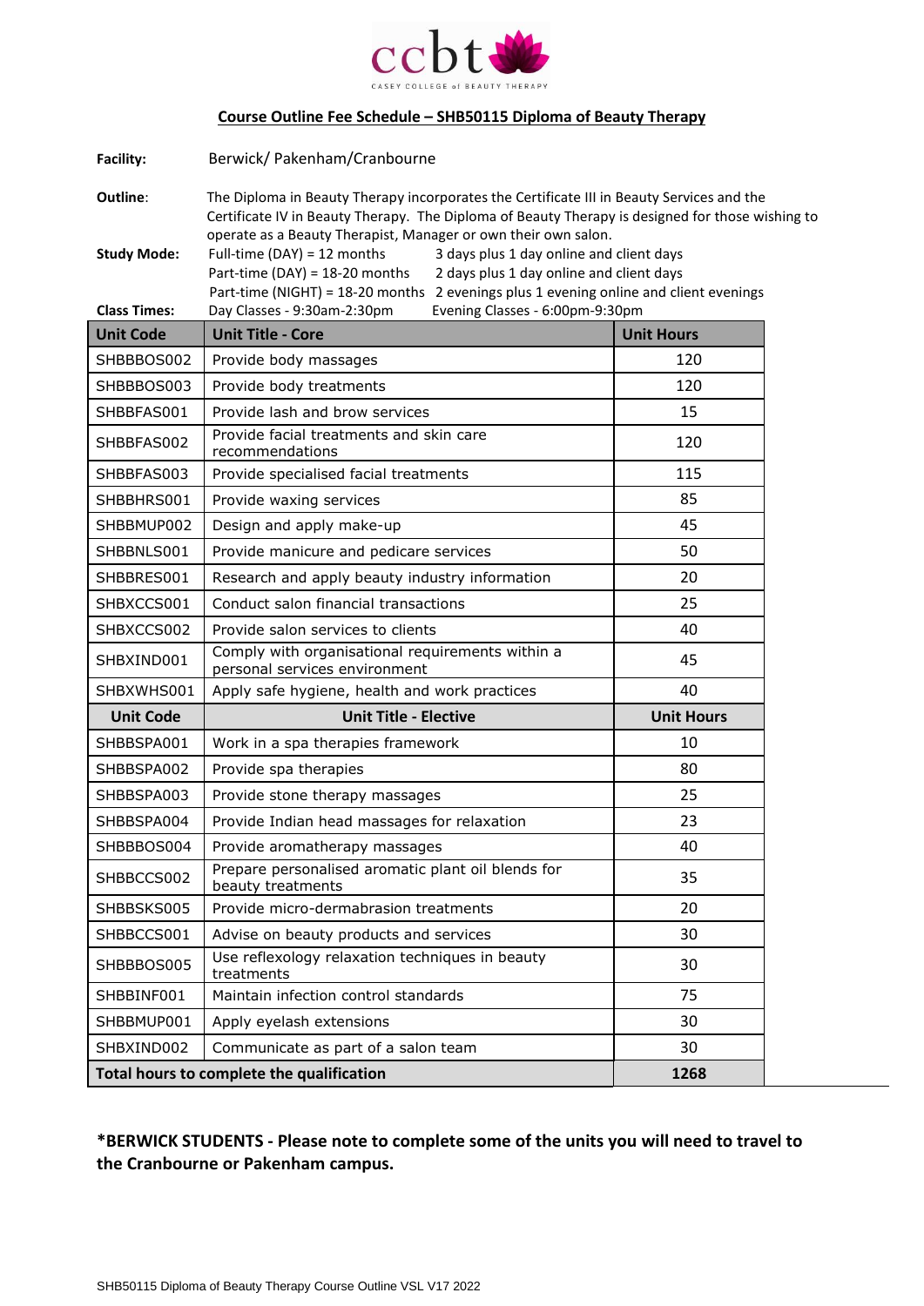ccbt

CASEY COLLEGE of BEAUTY THERAPY

## Course Outline Fee Schedule – SHB50115 Diploma of Beauty Therapy

**Facility:** Berwick/ Pakenham/Cranbourne

**Outline:** The Diploma in Beauty Therapy incorporates the Certificate III in Beauty Services and the Certificate IV in Beauty Therapy. The Diploma of Beauty Therapy is designed for those wishing to operate as a Beauty Therapist, Manager or own their own salon.

**Study Mode:**
Full-time (DAY) = 12 months — 3 days plus 1 day online and client days
Part-time (DAY) = 18-20 months — 2 days plus 1 day online and client days
Part-time (NIGHT) = 18-20 months — 2 evenings plus 1 evening online and client evenings

**Class Times:** Day Classes - 9:30am-2:30pm — Evening Classes - 6:00pm-9:30pm

| Unit Code | Unit Title - Core | Unit Hours |
|---|---|---|
| SHBBBOS002 | Provide body massages | 120 |
| SHBBBOS003 | Provide body treatments | 120 |
| SHBBFAS001 | Provide lash and brow services | 15 |
| SHBBFAS002 | Provide facial treatments and skin care recommendations | 120 |
| SHBBFAS003 | Provide specialised facial treatments | 115 |
| SHBBHRS001 | Provide waxing services | 85 |
| SHBBMUP002 | Design and apply make-up | 45 |
| SHBBNLS001 | Provide manicure and pedicare services | 50 |
| SHBBRES001 | Research and apply beauty industry information | 20 |
| SHBXCCS001 | Conduct salon financial transactions | 25 |
| SHBXCCS002 | Provide salon services to clients | 40 |
| SHBXIND001 | Comply with organisational requirements within a personal services environment | 45 |
| SHBXWHS001 | Apply safe hygiene, health and work practices | 40 |
| **Unit Code** | **Unit Title - Elective** | **Unit Hours** |
| SHBBSPA001 | Work in a spa therapies framework | 10 |
| SHBBSPA002 | Provide spa therapies | 80 |
| SHBBSPA003 | Provide stone therapy massages | 25 |
| SHBBSPA004 | Provide Indian head massages for relaxation | 23 |
| SHBBBOS004 | Provide aromatherapy massages | 40 |
| SHBBCCS002 | Prepare personalised aromatic plant oil blends for beauty treatments | 35 |
| SHBBSKS005 | Provide micro-dermabrasion treatments | 20 |
| SHBBCCS001 | Advise on beauty products and services | 30 |
| SHBBBOS005 | Use reflexology relaxation techniques in beauty treatments | 30 |
| SHBBINF001 | Maintain infection control standards | 75 |
| SHBBMUP001 | Apply eyelash extensions | 30 |
| SHBXIND002 | Communicate as part of a salon team | 30 |
| **Total hours to complete the qualification** | | **1268** |

**\*BERWICK STUDENTS - Please note to complete some of the units you will need to travel to the Cranbourne or Pakenham campus.**

SHB50115 Diploma of Beauty Therapy Course Outline VSL V17 2022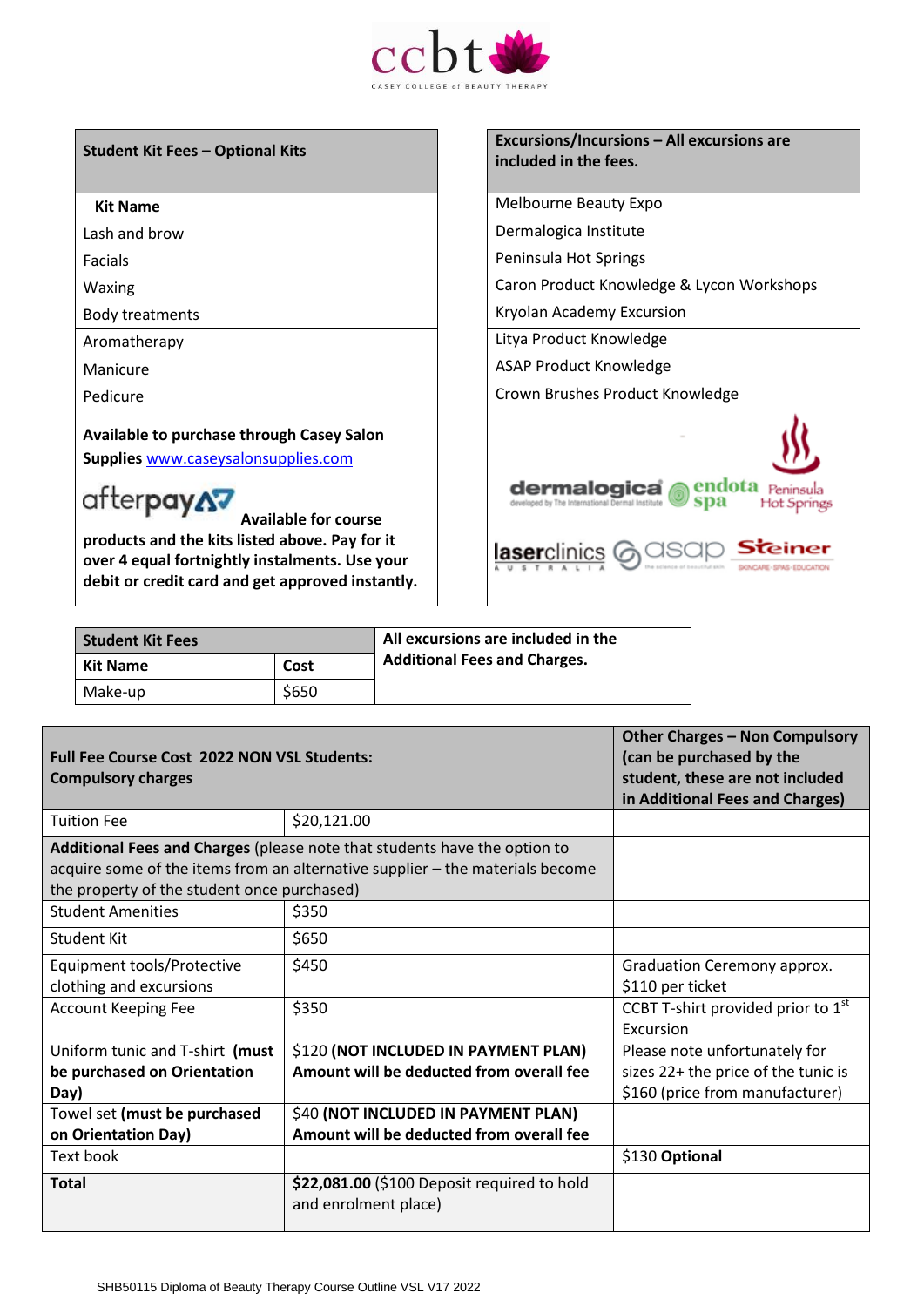| Student Kit Fees – Optional Kits |
|---|
| **Kit Name** |
| Lash and brow |
| Facials |
| Waxing |
| Body treatments |
| Aromatherapy |
| Manicure |
| Pedicure |

**Available to purchase through Casey Salon Supplies** www.caseysalonsupplies.com

afterpay **Available for course products and the kits listed above. Pay for it over 4 equal fortnightly instalments. Use your debit or credit card and get approved instantly.**

| Excursions/Incursions – All excursions are included in the fees. |
|---|
| Melbourne Beauty Expo |
| Dermalogica Institute |
| Peninsula Hot Springs |
| Caron Product Knowledge & Lycon Workshops |
| Kryolan Academy Excursion |
| Litya Product Knowledge |
| ASAP Product Knowledge |
| Crown Brushes Product Knowledge |

| Student Kit Fees | |
|---|---|
| **Kit Name** | **Cost** |
| Make-up | $650 |

**All excursions are included in the Additional Fees and Charges.**

| Full Fee Course Cost 2022 NON VSL Students: Compulsory charges | | Other Charges – Non Compulsory (can be purchased by the student, these are not included in Additional Fees and Charges) |
|---|---|---|
| Tuition Fee | $20,121.00 | |
| **Additional Fees and Charges** (please note that students have the option to acquire some of the items from an alternative supplier – the materials become the property of the student once purchased) | | |
| Student Amenities | $350 | |
| Student Kit | $650 | |
| Equipment tools/Protective clothing and excursions | $450 | Graduation Ceremony approx. $110 per ticket |
| Account Keeping Fee | $350 | CCBT T-shirt provided prior to 1st Excursion |
| Uniform tunic and T-shirt **(must be purchased on Orientation Day)** | $120 **(NOT INCLUDED IN PAYMENT PLAN) Amount will be deducted from overall fee** | Please note unfortunately for sizes 22+ the price of the tunic is $160 (price from manufacturer) |
| Towel set **(must be purchased on Orientation Day)** | $40 **(NOT INCLUDED IN PAYMENT PLAN) Amount will be deducted from overall fee** | |
| Text book | | $130 **Optional** |
| **Total** | **$22,081.00** ($100 Deposit required to hold and enrolment place) | |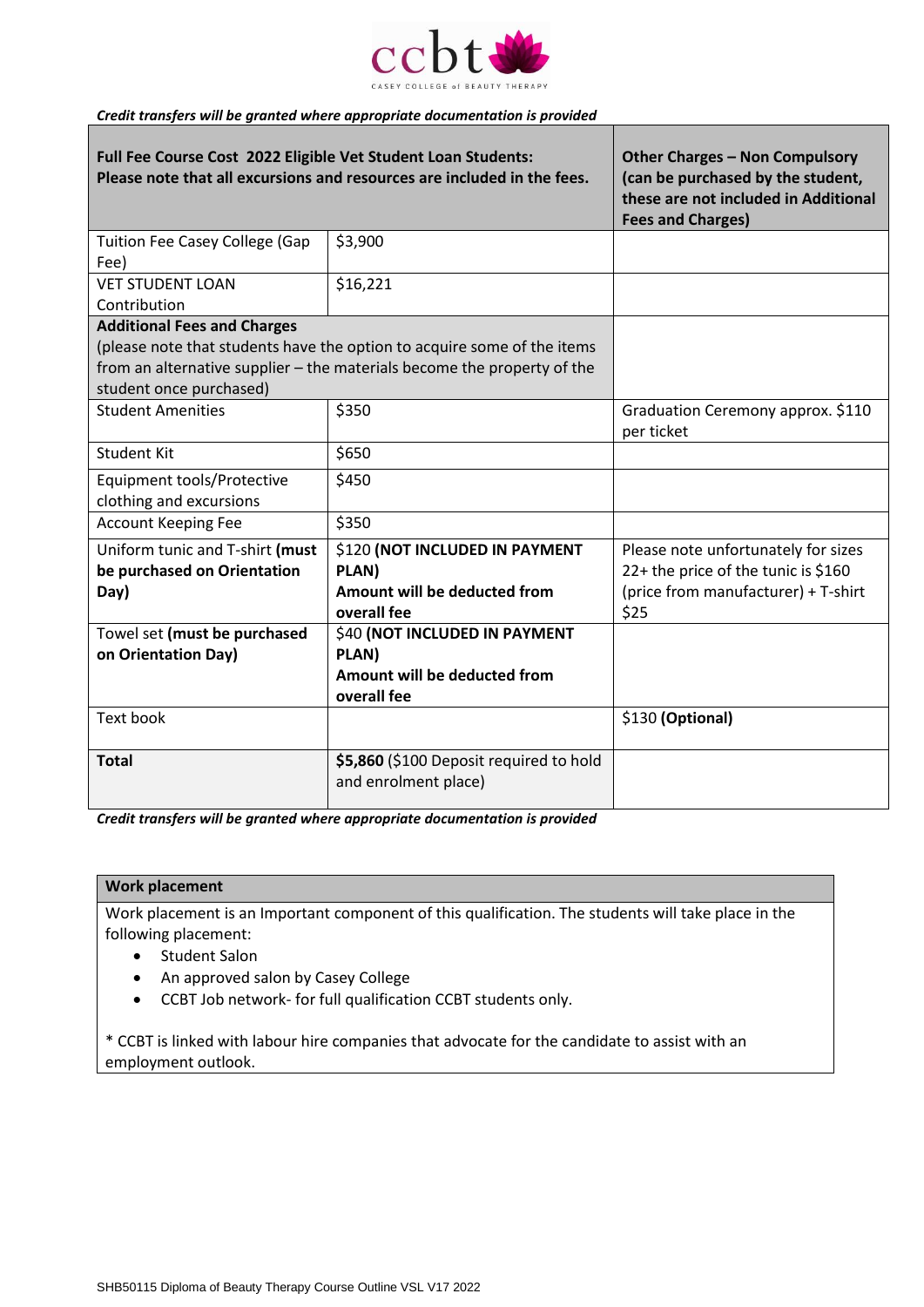*Credit transfers will be granted where appropriate documentation is provided*

| **Full Fee Course Cost 2022 Eligible Vet Student Loan Students:** **Please note that all excursions and resources are included in the fees.** | | **Other Charges – Non Compulsory (can be purchased by the student, these are not included in Additional Fees and Charges)** |
|---|---|---|
| Tuition Fee Casey College (Gap Fee) | $3,900 | |
| VET STUDENT LOAN Contribution | $16,221 | |
| **Additional Fees and Charges** (please note that students have the option to acquire some of the items from an alternative supplier – the materials become the property of the student once purchased) | | |
| Student Amenities | $350 | Graduation Ceremony approx. $110 per ticket |
| Student Kit | $650 | |
| Equipment tools/Protective clothing and excursions | $450 | |
| Account Keeping Fee | $350 | |
| Uniform tunic and T-shirt **(must be purchased on Orientation Day)** | $120 **(NOT INCLUDED IN PAYMENT PLAN)** **Amount will be deducted from overall fee** | Please note unfortunately for sizes 22+ the price of the tunic is $160 (price from manufacturer) + T-shirt $25 |
| Towel set **(must be purchased on Orientation Day)** | $40 **(NOT INCLUDED IN PAYMENT PLAN)** **Amount will be deducted from overall fee** | |
| Text book | | $130 **(Optional)** |
| **Total** | **$5,860** ($100 Deposit required to hold and enrolment place) | |

*Credit transfers will be granted where appropriate documentation is provided*

| **Work placement** |
|---|
| Work placement is an Important component of this qualification. The students will take place in the following placement: <br>• Student Salon <br>• An approved salon by Casey College <br>• CCBT Job network- for full qualification CCBT students only. <br><br>* CCBT is linked with labour hire companies that advocate for the candidate to assist with an employment outlook. |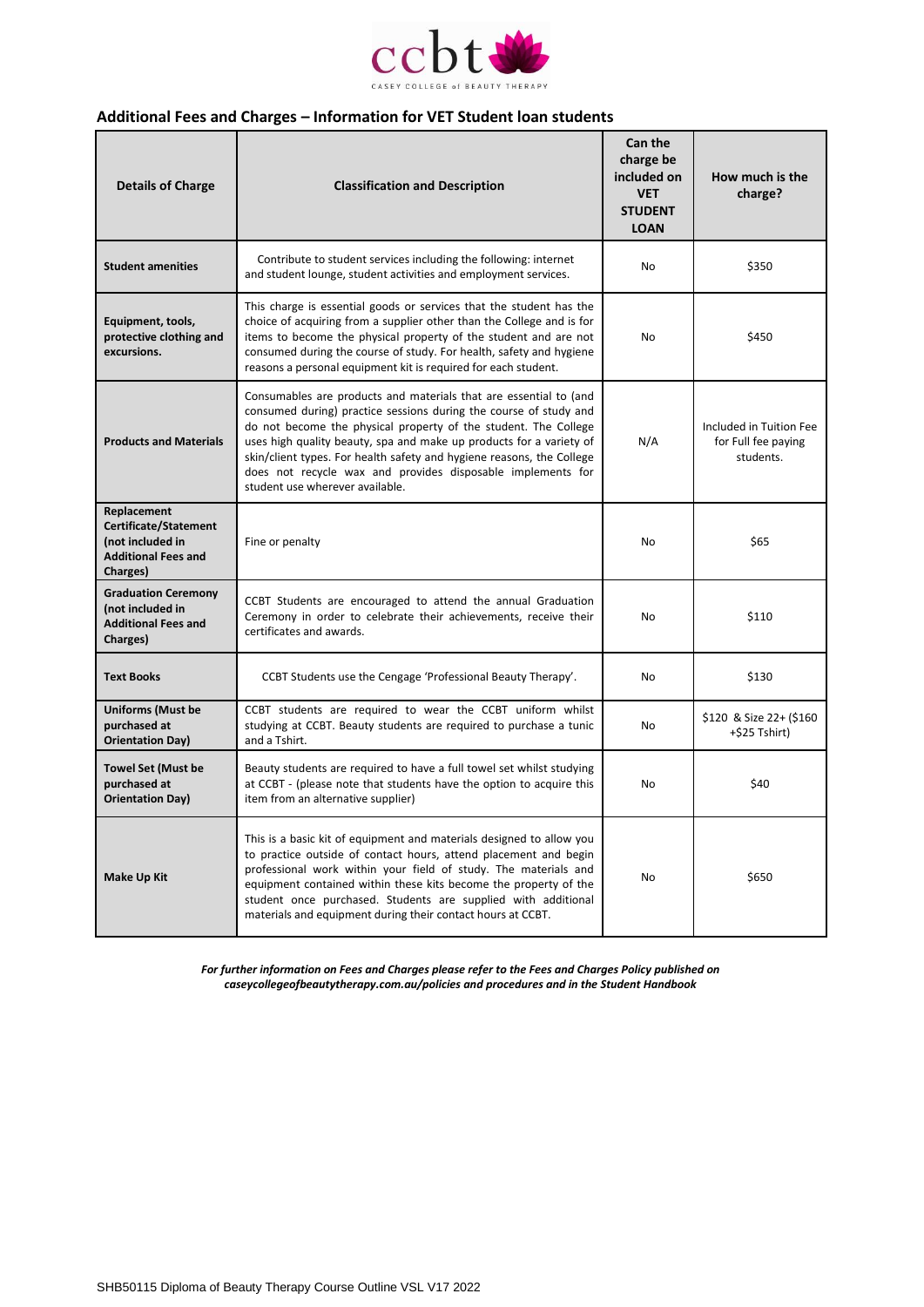## Additional Fees and Charges – Information for VET Student loan students

| Details of Charge | Classification and Description | Can the charge be included on VET STUDENT LOAN | How much is the charge? |
|---|---|---|---|
| **Student amenities** | Contribute to student services including the following: internet and student lounge, student activities and employment services. | No | $350 |
| **Equipment, tools, protective clothing and excursions.** | This charge is essential goods or services that the student has the choice of acquiring from a supplier other than the College and is for items to become the physical property of the student and are not consumed during the course of study. For health, safety and hygiene reasons a personal equipment kit is required for each student. | No | $450 |
| **Products and Materials** | Consumables are products and materials that are essential to (and consumed during) practice sessions during the course of study and do not become the physical property of the student. The College uses high quality beauty, spa and make up products for a variety of skin/client types. For health safety and hygiene reasons, the College does not recycle wax and provides disposable implements for student use wherever available. | N/A | Included in Tuition Fee for Full fee paying students. |
| **Replacement Certificate/Statement (not included in Additional Fees and Charges)** | Fine or penalty | No | $65 |
| **Graduation Ceremony (not included in Additional Fees and Charges)** | CCBT Students are encouraged to attend the annual Graduation Ceremony in order to celebrate their achievements, receive their certificates and awards. | No | $110 |
| **Text Books** | CCBT Students use the Cengage 'Professional Beauty Therapy'. | No | $130 |
| **Uniforms (Must be purchased at Orientation Day)** | CCBT students are required to wear the CCBT uniform whilst studying at CCBT. Beauty students are required to purchase a tunic and a Tshirt. | No | $120 & Size 22+ ($160 +$25 Tshirt) |
| **Towel Set (Must be purchased at Orientation Day)** | Beauty students are required to have a full towel set whilst studying at CCBT - (please note that students have the option to acquire this item from an alternative supplier) | No | $40 |
| **Make Up Kit** | This is a basic kit of equipment and materials designed to allow you to practice outside of contact hours, attend placement and begin professional work within your field of study. The materials and equipment contained within these kits become the property of the student once purchased. Students are supplied with additional materials and equipment during their contact hours at CCBT. | No | $650 |

***For further information on Fees and Charges please refer to the Fees and Charges Policy published on caseycollegeofbeautytherapy.com.au/policies and procedures and in the Student Handbook***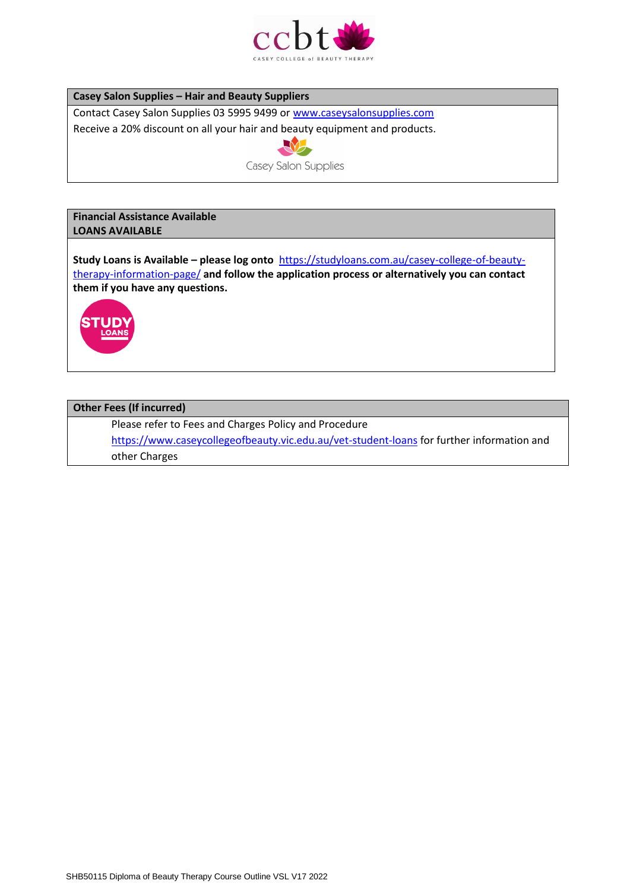## Casey Salon Supplies – Hair and Beauty Suppliers

Contact Casey Salon Supplies 03 5995 9499 or www.caseysalonsupplies.com

Receive a 20% discount on all your hair and beauty equipment and products.

Casey Salon Supplies

## Financial Assistance Available
## LOANS AVAILABLE

**Study Loans is Available – please log onto** https://studyloans.com.au/casey-college-of-beauty-therapy-information-page/ **and follow the application process or alternatively you can contact them if you have any questions.**

## Other Fees (If incurred)

Please refer to Fees and Charges Policy and Procedure https://www.caseycollegeofbeauty.vic.edu.au/vet-student-loans for further information and other Charges